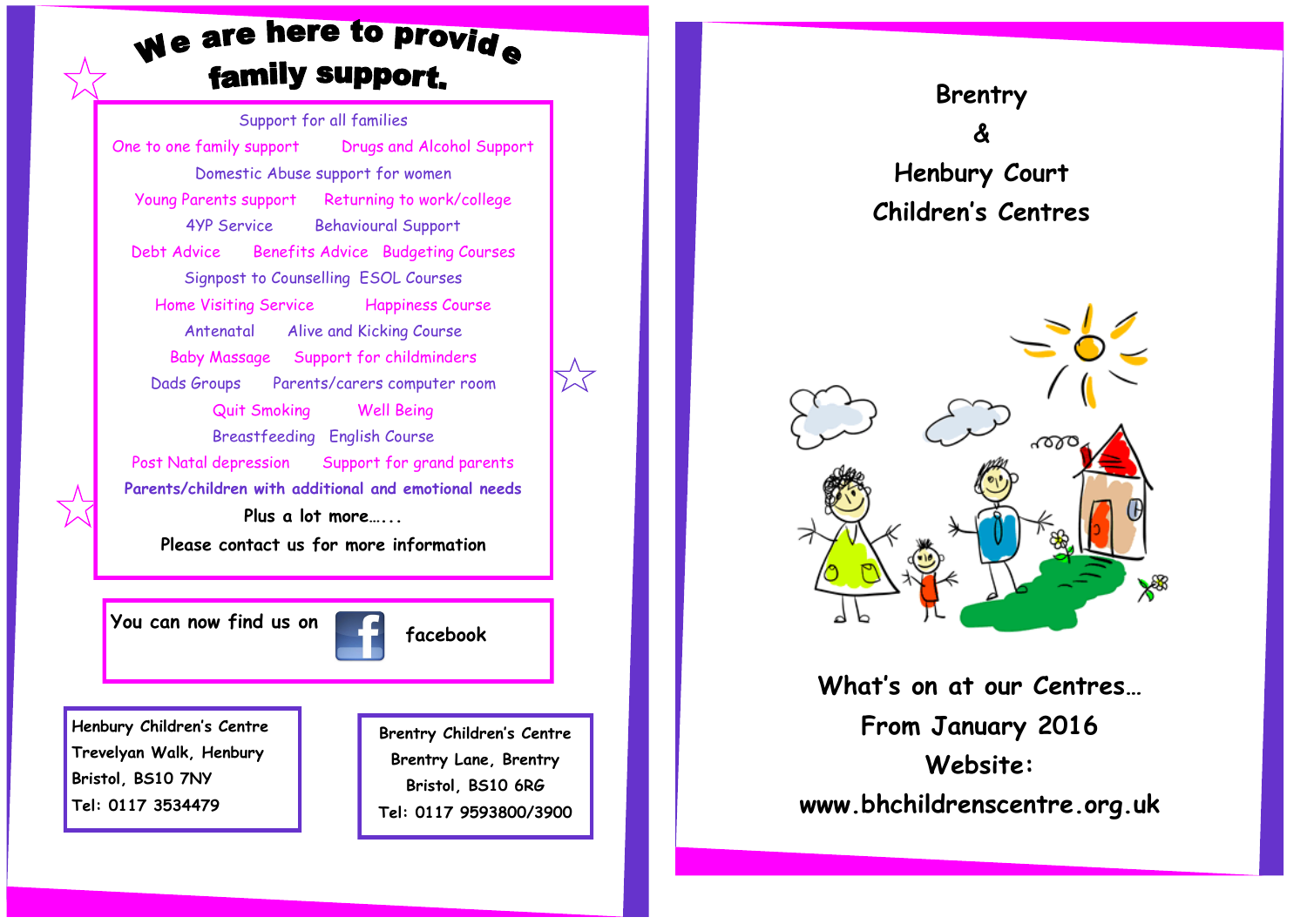# We are here to provide family support.

Support for all families

One to one family support · Drugs and Alcohol Support

Domestic Abuse support for women

Young Parents support · Returning to work/college

4YP Service · Behavioural Support

Debt Advice · Benefits Advice · Budgeting Courses

Signpost to Counselling · ESOL Courses

Home Visiting Service · Happiness Course

Antenatal · Alive and Kicking Course

Baby Massage · Support for childminders

Dads Groups · Parents/carers computer room

Quit Smoking · Well Being

Breastfeeding · English Course

Post Natal depression · Support for grand parents

**Parents/children with additional and emotional needs**

Plus a lot more…...

Please contact us for more information

You can now find us on facebook

Henbury Children's Centre
Trevelyan Walk, Henbury
Bristol, BS10 7NY
Tel: 0117 3534479

Brentry Children's Centre
Brentry Lane, Brentry
Bristol, BS10 6RG
Tel: 0117 9593800/3900

# Brentry & Henbury Court Children's Centres

## What's on at our Centres… From January 2016

**Website: www.bhchildrenscentre.org.uk**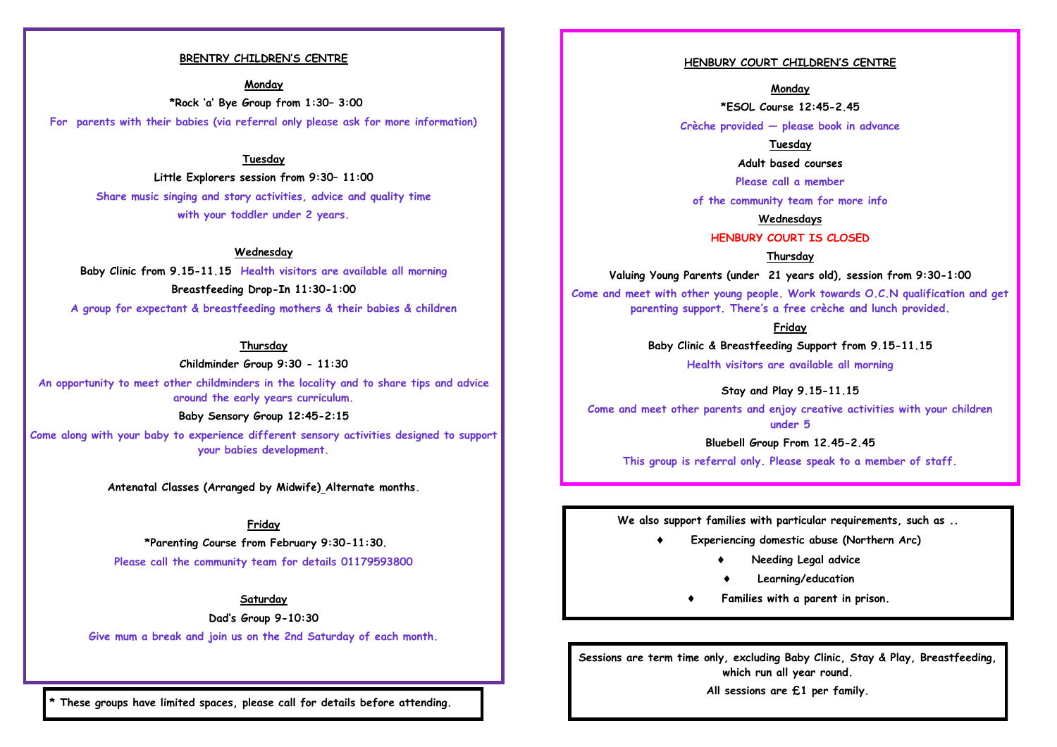## BRENTRY CHILDREN'S CENTRE

**Monday**

*Rock 'a' Bye Group from 1:30– 3:00

For parents with their babies (via referral only please ask for more information)

**Tuesday**

Little Explorers session from 9:30– 11:00

Share music singing and story activities, advice and quality time with your toddler under 2 years.

**Wednesday**

Baby Clinic from 9.15-11.15 Health visitors are available all morning

Breastfeeding Drop-In 11:30-1:00

A group for expectant & breastfeeding mothers & their babies & children

**Thursday**

Childminder Group 9:30 - 11:30

An opportunity to meet other childminders in the locality and to share tips and advice around the early years curriculum.

Baby Sensory Group 12:45-2:15

Come along with your baby to experience different sensory activities designed to support your babies development.

Antenatal Classes (Arranged by Midwife)_Alternate months.

**Friday**

*Parenting Course from February 9:30-11:30.

Please call the community team for details 01179593800

**Saturday**

Dad's Group 9-10:30

Give mum a break and join us on the 2nd Saturday of each month.

* These groups have limited spaces, please call for details before attending.

## HENBURY COURT CHILDREN'S CENTRE

**Monday**

*ESOL Course 12:45-2.45

Crèche provided — please book in advance

**Tuesday**

Adult based courses

Please call a member of the community team for more info

**Wednesdays**

HENBURY COURT IS CLOSED

**Thursday**

Valuing Young Parents (under 21 years old), session from 9:30-1:00

Come and meet with other young people. Work towards O.C.N qualification and get parenting support. There's a free crèche and lunch provided.

**Friday**

Baby Clinic & Breastfeeding Support from 9.15-11.15

Health visitors are available all morning

Stay and Play 9.15-11.15

Come and meet other parents and enjoy creative activities with your children under 5

Bluebell Group From 12.45-2.45

This group is referral only. Please speak to a member of staff.

We also support families with particular requirements, such as ..

- Experiencing domestic abuse (Northern Arc)
- Needing Legal advice
- Learning/education
- Families with a parent in prison.

Sessions are term time only, excluding Baby Clinic, Stay & Play, Breastfeeding, which run all year round.

All sessions are £1 per family.